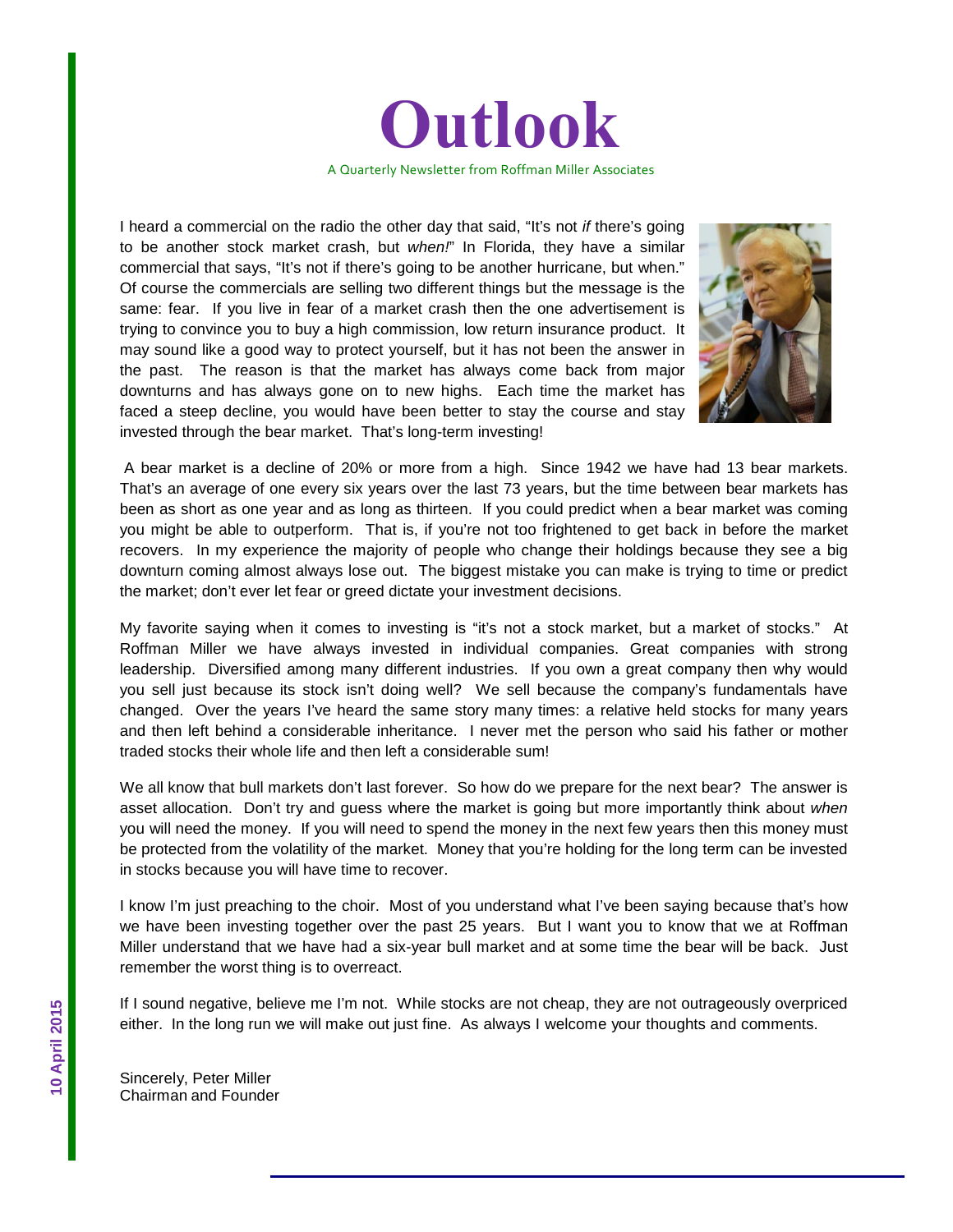# Outlook

A Quarterly Newsletter from Roffman Miller Associates

10 April 2015

I heard a commercial on the radio the other day that said, "It's not *if* there's going to be another stock market crash, but *when!*" In Florida, they have a similar commercial that says, "It's not if there's going to be another hurricane, but when." Of course the commercials are selling two different things but the message is the same: fear. If you live in fear of a market crash then the one advertisement is trying to convince you to buy a high commission, low return insurance product. It may sound like a good way to protect yourself, but it has not been the answer in the past. The reason is that the market has always come back from major downturns and has always gone on to new highs. Each time the market has faced a steep decline, you would have been better to stay the course and stay invested through the bear market. That's long-term investing!

A bear market is a decline of 20% or more from a high. Since 1942 we have had 13 bear markets. That's an average of one every six years over the last 73 years, but the time between bear markets has been as short as one year and as long as thirteen. If you could predict when a bear market was coming you might be able to outperform. That is, if you're not too frightened to get back in before the market recovers. In my experience the majority of people who change their holdings because they see a big downturn coming almost always lose out. The biggest mistake you can make is trying to time or predict the market; don't ever let fear or greed dictate your investment decisions.

My favorite saying when it comes to investing is "it's not a stock market, but a market of stocks." At Roffman Miller we have always invested in individual companies. Great companies with strong leadership. Diversified among many different industries. If you own a great company then why would you sell just because its stock isn't doing well? We sell because the company's fundamentals have changed. Over the years I've heard the same story many times: a relative held stocks for many years and then left behind a considerable inheritance. I never met the person who said his father or mother traded stocks their whole life and then left a considerable sum!

We all know that bull markets don't last forever. So how do we prepare for the next bear? The answer is asset allocation. Don't try and guess where the market is going but more importantly think about *when* you will need the money. If you will need to spend the money in the next few years then this money must be protected from the volatility of the market. Money that you're holding for the long term can be invested in stocks because you will have time to recover.

I know I'm just preaching to the choir. Most of you understand what I've been saying because that's how we have been investing together over the past 25 years. But I want you to know that we at Roffman Miller understand that we have had a six-year bull market and at some time the bear will be back. Just remember the worst thing is to overreact.

If I sound negative, believe me I'm not. While stocks are not cheap, they are not outrageously overpriced either. In the long run we will make out just fine. As always I welcome your thoughts and comments.

Sincerely, Peter Miller
Chairman and Founder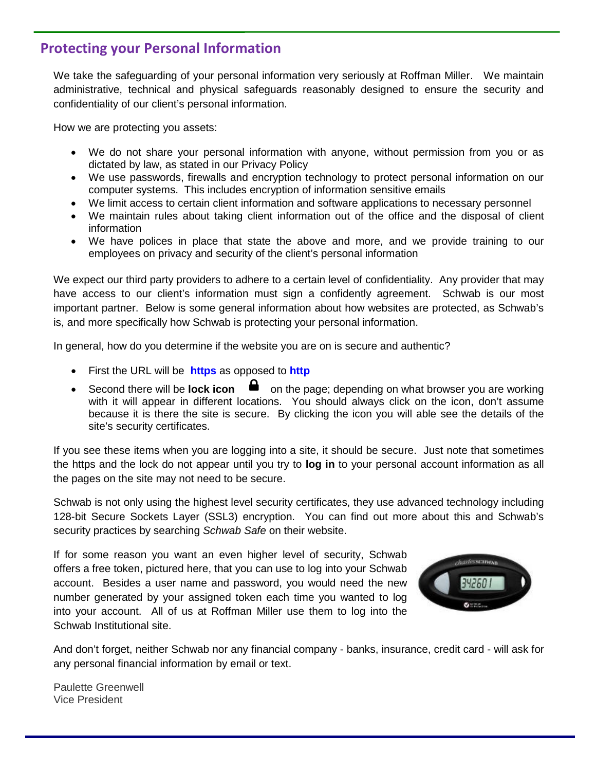## Protecting your Personal Information

We take the safeguarding of your personal information very seriously at Roffman Miller. We maintain administrative, technical and physical safeguards reasonably designed to ensure the security and confidentiality of our client's personal information.

How we are protecting you assets:

- We do not share your personal information with anyone, without permission from you or as dictated by law, as stated in our Privacy Policy
- We use passwords, firewalls and encryption technology to protect personal information on our computer systems. This includes encryption of information sensitive emails
- We limit access to certain client information and software applications to necessary personnel
- We maintain rules about taking client information out of the office and the disposal of client information
- We have polices in place that state the above and more, and we provide training to our employees on privacy and security of the client's personal information

We expect our third party providers to adhere to a certain level of confidentiality. Any provider that may have access to our client's information must sign a confidently agreement. Schwab is our most important partner. Below is some general information about how websites are protected, as Schwab's is, and more specifically how Schwab is protecting your personal information.

In general, how do you determine if the website you are on is secure and authentic?

- First the URL will be **https** as opposed to **http**
- Second there will be **lock icon** on the page; depending on what browser you are working with it will appear in different locations. You should always click on the icon, don't assume because it is there the site is secure. By clicking the icon you will able see the details of the site's security certificates.

If you see these items when you are logging into a site, it should be secure. Just note that sometimes the https and the lock do not appear until you try to **log in** to your personal account information as all the pages on the site may not need to be secure.

Schwab is not only using the highest level security certificates, they use advanced technology including 128-bit Secure Sockets Layer (SSL3) encryption. You can find out more about this and Schwab's security practices by searching *Schwab Safe* on their website.

If for some reason you want an even higher level of security, Schwab offers a free token, pictured here, that you can use to log into your Schwab account. Besides a user name and password, you would need the new number generated by your assigned token each time you wanted to log into your account. All of us at Roffman Miller use them to log into the Schwab Institutional site.

And don't forget, neither Schwab nor any financial company - banks, insurance, credit card - will ask for any personal financial information by email or text.

Paulette Greenwell
Vice President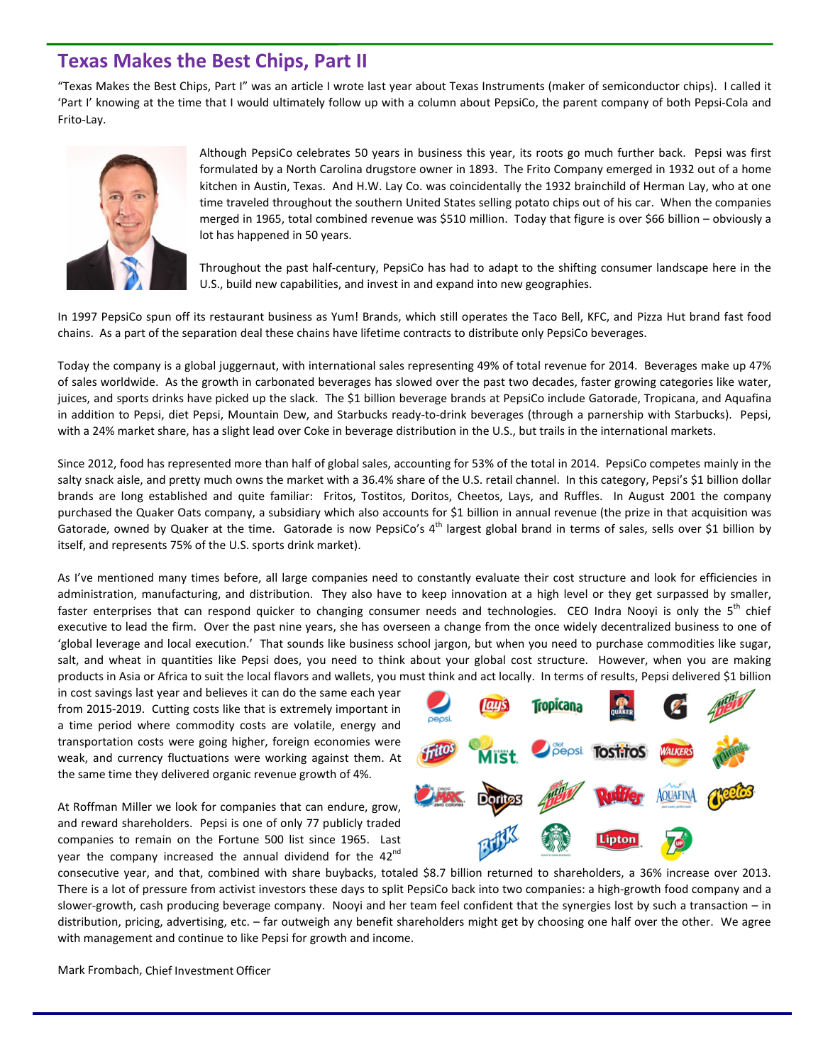# Texas Makes the Best Chips, Part II

"Texas Makes the Best Chips, Part I" was an article I wrote last year about Texas Instruments (maker of semiconductor chips). I called it 'Part I' knowing at the time that I would ultimately follow up with a column about PepsiCo, the parent company of both Pepsi-Cola and Frito-Lay.

Although PepsiCo celebrates 50 years in business this year, its roots go much further back. Pepsi was first formulated by a North Carolina drugstore owner in 1893. The Frito Company emerged in 1932 out of a home kitchen in Austin, Texas. And H.W. Lay Co. was coincidentally the 1932 brainchild of Herman Lay, who at one time traveled throughout the southern United States selling potato chips out of his car. When the companies merged in 1965, total combined revenue was $510 million. Today that figure is over $66 billion – obviously a lot has happened in 50 years.

Throughout the past half-century, PepsiCo has had to adapt to the shifting consumer landscape here in the U.S., build new capabilities, and invest in and expand into new geographies.

In 1997 PepsiCo spun off its restaurant business as Yum! Brands, which still operates the Taco Bell, KFC, and Pizza Hut brand fast food chains. As a part of the separation deal these chains have lifetime contracts to distribute only PepsiCo beverages.

Today the company is a global juggernaut, with international sales representing 49% of total revenue for 2014. Beverages make up 47% of sales worldwide. As the growth in carbonated beverages has slowed over the past two decades, faster growing categories like water, juices, and sports drinks have picked up the slack. The $1 billion beverage brands at PepsiCo include Gatorade, Tropicana, and Aquafina in addition to Pepsi, diet Pepsi, Mountain Dew, and Starbucks ready-to-drink beverages (through a parnership with Starbucks). Pepsi, with a 24% market share, has a slight lead over Coke in beverage distribution in the U.S., but trails in the international markets.

Since 2012, food has represented more than half of global sales, accounting for 53% of the total in 2014. PepsiCo competes mainly in the salty snack aisle, and pretty much owns the market with a 36.4% share of the U.S. retail channel. In this category, Pepsi's $1 billion dollar brands are long established and quite familiar: Fritos, Tostitos, Doritos, Cheetos, Lays, and Ruffles. In August 2001 the company purchased the Quaker Oats company, a subsidiary which also accounts for $1 billion in annual revenue (the prize in that acquisition was Gatorade, owned by Quaker at the time. Gatorade is now PepsiCo's 4th largest global brand in terms of sales, sells over $1 billion by itself, and represents 75% of the U.S. sports drink market).

As I've mentioned many times before, all large companies need to constantly evaluate their cost structure and look for efficiencies in administration, manufacturing, and distribution. They also have to keep innovation at a high level or they get surpassed by smaller, faster enterprises that can respond quicker to changing consumer needs and technologies. CEO Indra Nooyi is only the 5th chief executive to lead the firm. Over the past nine years, she has overseen a change from the once widely decentralized business to one of 'global leverage and local execution.' That sounds like business school jargon, but when you need to purchase commodities like sugar, salt, and wheat in quantities like Pepsi does, you need to think about your global cost structure. However, when you are making products in Asia or Africa to suit the local flavors and wallets, you must think and act locally. In terms of results, Pepsi delivered $1 billion in cost savings last year and believes it can do the same each year from 2015-2019. Cutting costs like that is extremely important in a time period where commodity costs are volatile, energy and transportation costs were going higher, foreign economies were weak, and currency fluctuations were working against them. At the same time they delivered organic revenue growth of 4%.

At Roffman Miller we look for companies that can endure, grow, and reward shareholders. Pepsi is one of only 77 publicly traded companies to remain on the Fortune 500 list since 1965. Last year the company increased the annual dividend for the 42nd consecutive year, and that, combined with share buybacks, totaled $8.7 billion returned to shareholders, a 36% increase over 2013. There is a lot of pressure from activist investors these days to split PepsiCo back into two companies: a high-growth food company and a slower-growth, cash producing beverage company. Nooyi and her team feel confident that the synergies lost by such a transaction – in distribution, pricing, advertising, etc. – far outweigh any benefit shareholders might get by choosing one half over the other. We agree with management and continue to like Pepsi for growth and income.

Mark Frombach, Chief Investment Officer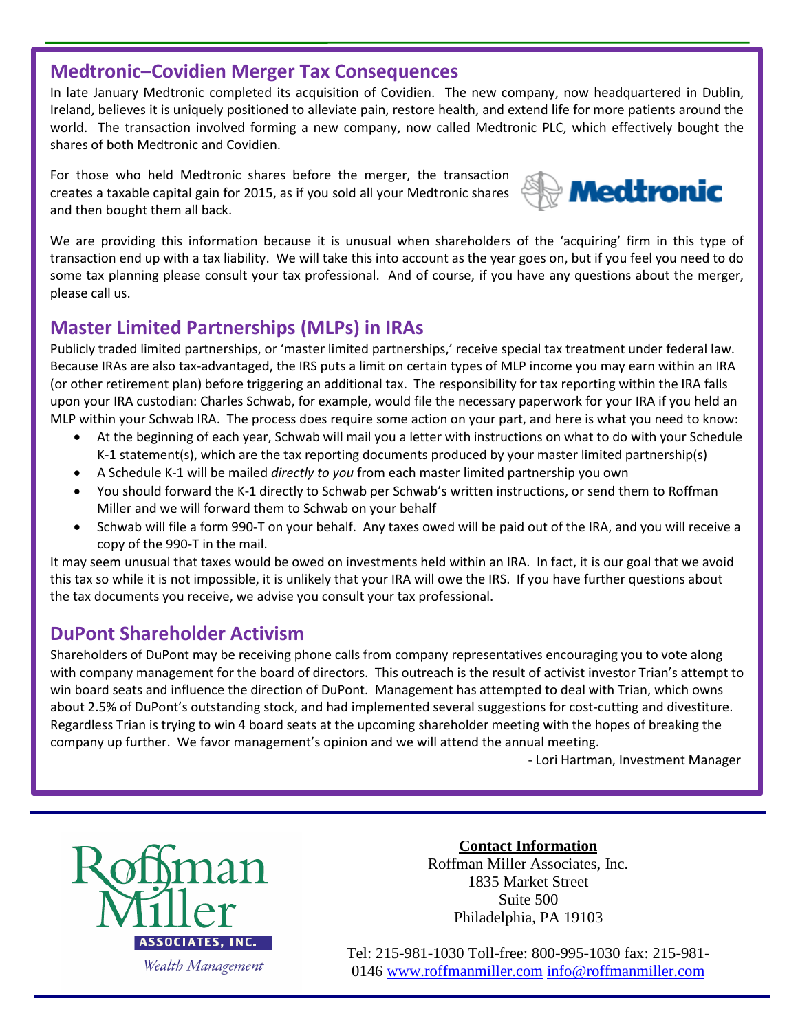## Medtronic–Covidien Merger Tax Consequences

In late January Medtronic completed its acquisition of Covidien. The new company, now headquartered in Dublin, Ireland, believes it is uniquely positioned to alleviate pain, restore health, and extend life for more patients around the world. The transaction involved forming a new company, now called Medtronic PLC, which effectively bought the shares of both Medtronic and Covidien.

For those who held Medtronic shares before the merger, the transaction creates a taxable capital gain for 2015, as if you sold all your Medtronic shares and then bought them all back.

We are providing this information because it is unusual when shareholders of the 'acquiring' firm in this type of transaction end up with a tax liability. We will take this into account as the year goes on, but if you feel you need to do some tax planning please consult your tax professional. And of course, if you have any questions about the merger, please call us.

## Master Limited Partnerships (MLPs) in IRAs

Publicly traded limited partnerships, or 'master limited partnerships,' receive special tax treatment under federal law. Because IRAs are also tax-advantaged, the IRS puts a limit on certain types of MLP income you may earn within an IRA (or other retirement plan) before triggering an additional tax. The responsibility for tax reporting within the IRA falls upon your IRA custodian: Charles Schwab, for example, would file the necessary paperwork for your IRA if you held an MLP within your Schwab IRA. The process does require some action on your part, and here is what you need to know:

- At the beginning of each year, Schwab will mail you a letter with instructions on what to do with your Schedule K-1 statement(s), which are the tax reporting documents produced by your master limited partnership(s)
- A Schedule K-1 will be mailed *directly to you* from each master limited partnership you own
- You should forward the K-1 directly to Schwab per Schwab's written instructions, or send them to Roffman Miller and we will forward them to Schwab on your behalf
- Schwab will file a form 990-T on your behalf. Any taxes owed will be paid out of the IRA, and you will receive a copy of the 990-T in the mail.

It may seem unusual that taxes would be owed on investments held within an IRA. In fact, it is our goal that we avoid this tax so while it is not impossible, it is unlikely that your IRA will owe the IRS. If you have further questions about the tax documents you receive, we advise you consult your tax professional.

## DuPont Shareholder Activism

Shareholders of DuPont may be receiving phone calls from company representatives encouraging you to vote along with company management for the board of directors. This outreach is the result of activist investor Trian's attempt to win board seats and influence the direction of DuPont. Management has attempted to deal with Trian, which owns about 2.5% of DuPont's outstanding stock, and had implemented several suggestions for cost-cutting and divestiture. Regardless Trian is trying to win 4 board seats at the upcoming shareholder meeting with the hopes of breaking the company up further. We favor management's opinion and we will attend the annual meeting.

- Lori Hartman, Investment Manager

Roffman Miller Associates, Inc.
Wealth Management

**Contact Information**

Roffman Miller Associates, Inc.
1835 Market Street
Suite 500
Philadelphia, PA 19103

Tel: 215-981-1030 Toll-free: 800-995-1030 fax: 215-981-0146 www.roffmanmiller.com info@roffmanmiller.com